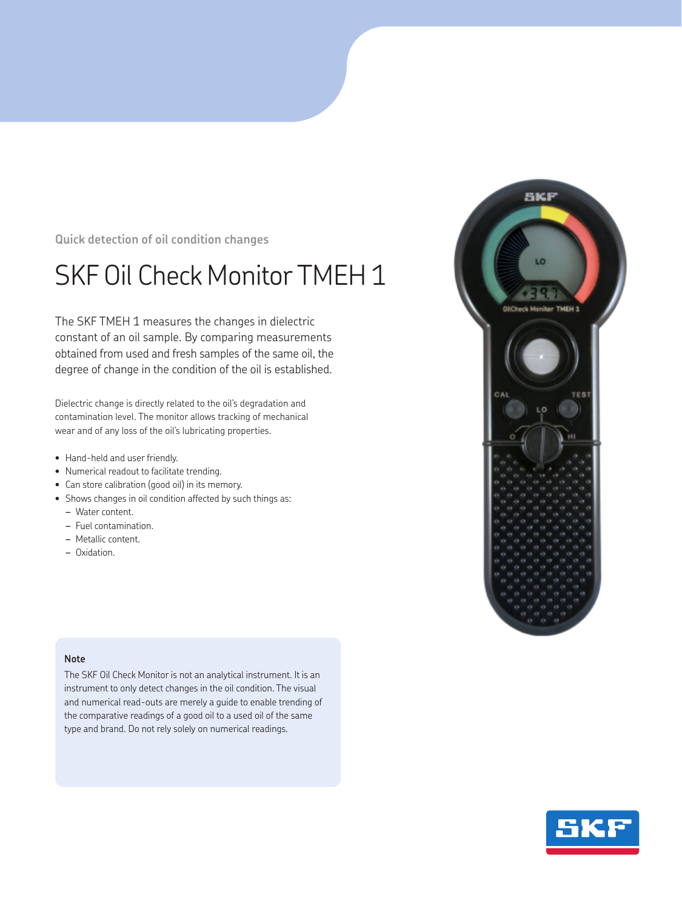Quick detection of oil condition changes

# SKF Oil Check Monitor TMEH 1

The SKF TMEH 1 measures the changes in dielectric constant of an oil sample. By comparing measurements obtained from used and fresh samples of the same oil, the degree of change in the condition of the oil is established.

Dielectric change is directly related to the oil's degradation and contamination level. The monitor allows tracking of mechanical wear and of any loss of the oil's lubricating properties.

- Hand-held and user friendly.
- Numerical readout to facilitate trending.
- Can store calibration (good oil) in its memory.
- Shows changes in oil condition affected by such things as:
  - Water content.
  - Fuel contamination.
  - Metallic content.
  - Oxidation.

**Note**

The SKF Oil Check Monitor is not an analytical instrument. It is an instrument to only detect changes in the oil condition. The visual and numerical read-outs are merely a guide to enable trending of the comparative readings of a good oil to a used oil of the same type and brand. Do not rely solely on numerical readings.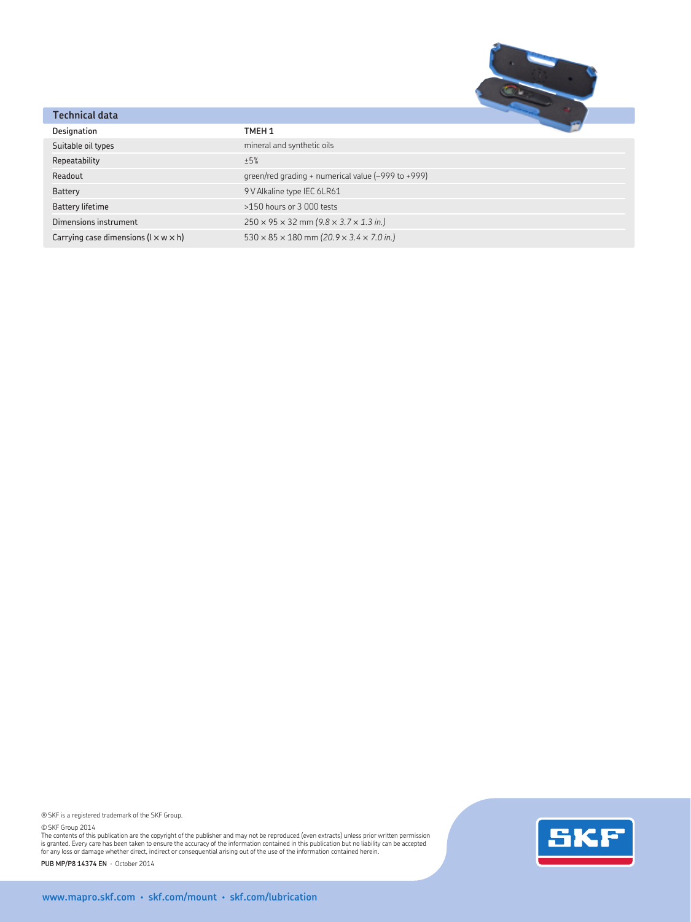## Technical data

| | |
|---|---|
| Designation | TMEH 1 |
| Suitable oil types | mineral and synthetic oils |
| Repeatability | ±5% |
| Readout | green/red grading + numerical value (–999 to +999) |
| Battery | 9 V Alkaline type IEC 6LR61 |
| Battery lifetime | >150 hours or 3 000 tests |
| Dimensions instrument | 250 × 95 × 32 mm *(9.8 × 3.7 × 1.3 in.)* |
| Carrying case dimensions (l × w × h) | 530 × 85 × 180 mm *(20.9 × 3.4 × 7.0 in.)* |

® SKF is a registered trademark of the SKF Group.

© SKF Group 2014
The contents of this publication are the copyright of the publisher and may not be reproduced (even extracts) unless prior written permission is granted. Every care has been taken to ensure the accuracy of the information contained in this publication but no liability can be accepted for any loss or damage whether direct, indirect or consequential arising out of the use of the information contained herein.

**PUB MP/P8 14374 EN** · October 2014

**www.mapro.skf.com** · **skf.com/mount** · **skf.com/lubrication**